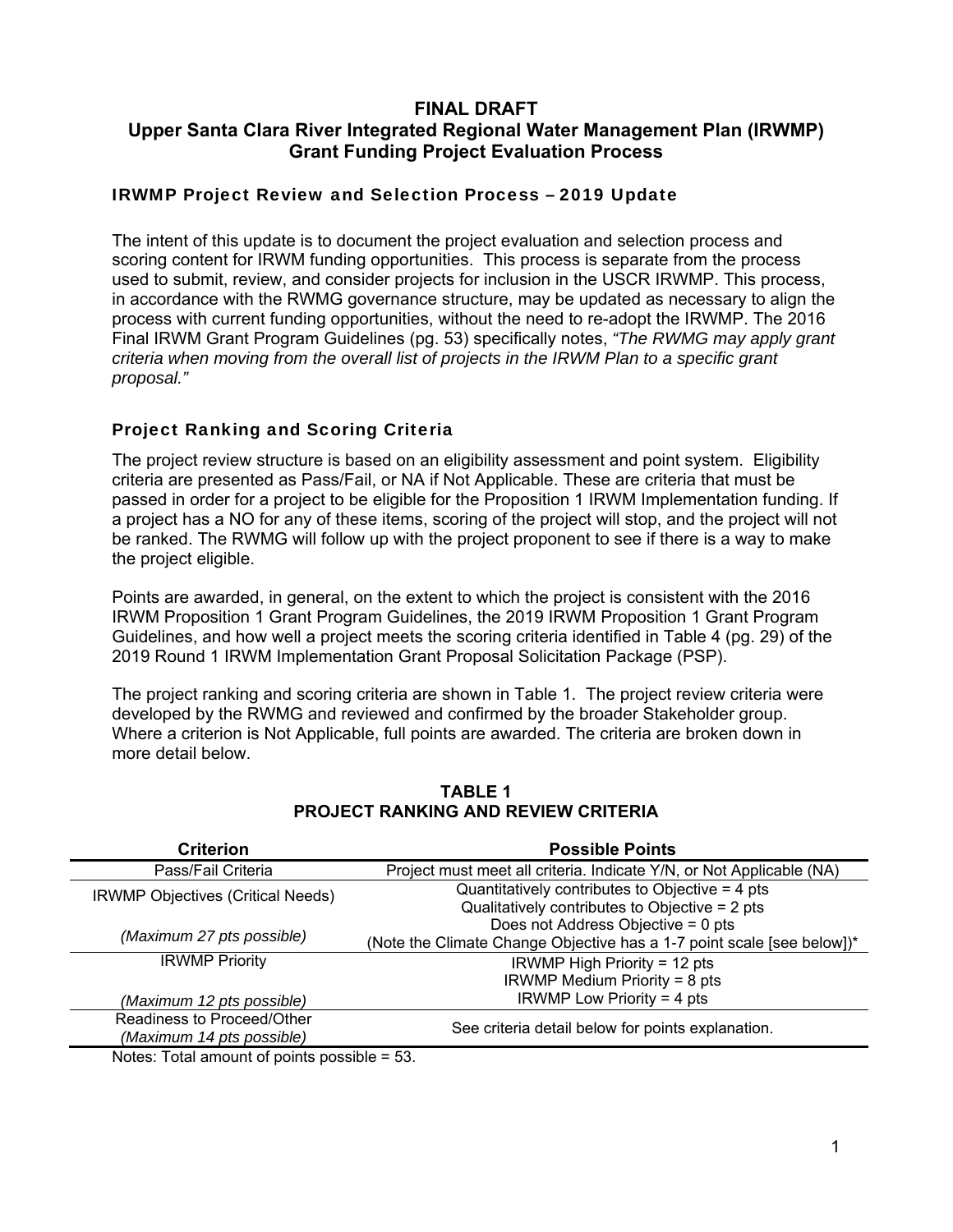# FINAL DRAFT
# Upper Santa Clara River Integrated Regional Water Management Plan (IRWMP) Grant Funding Project Evaluation Process

## IRWMP Project Review and Selection Process – 2019 Update

The intent of this update is to document the project evaluation and selection process and scoring content for IRWM funding opportunities. This process is separate from the process used to submit, review, and consider projects for inclusion in the USCR IRWMP. This process, in accordance with the RWMG governance structure, may be updated as necessary to align the process with current funding opportunities, without the need to re-adopt the IRWMP. The 2016 Final IRWM Grant Program Guidelines (pg. 53) specifically notes, *"The RWMG may apply grant criteria when moving from the overall list of projects in the IRWM Plan to a specific grant proposal."*

## Project Ranking and Scoring Criteria

The project review structure is based on an eligibility assessment and point system. Eligibility criteria are presented as Pass/Fail, or NA if Not Applicable. These are criteria that must be passed in order for a project to be eligible for the Proposition 1 IRWM Implementation funding. If a project has a NO for any of these items, scoring of the project will stop, and the project will not be ranked. The RWMG will follow up with the project proponent to see if there is a way to make the project eligible.

Points are awarded, in general, on the extent to which the project is consistent with the 2016 IRWM Proposition 1 Grant Program Guidelines, the 2019 IRWM Proposition 1 Grant Program Guidelines, and how well a project meets the scoring criteria identified in Table 4 (pg. 29) of the 2019 Round 1 IRWM Implementation Grant Proposal Solicitation Package (PSP).

The project ranking and scoring criteria are shown in Table 1. The project review criteria were developed by the RWMG and reviewed and confirmed by the broader Stakeholder group. Where a criterion is Not Applicable, full points are awarded. The criteria are broken down in more detail below.

**TABLE 1**
**PROJECT RANKING AND REVIEW CRITERIA**

| Criterion | Possible Points |
|---|---|
| Pass/Fail Criteria | Project must meet all criteria. Indicate Y/N, or Not Applicable (NA) |
| IRWMP Objectives (Critical Needs) *(Maximum 27 pts possible)* | Quantitatively contributes to Objective = 4 pts<br>Qualitatively contributes to Objective = 2 pts<br>Does not Address Objective = 0 pts<br>(Note the Climate Change Objective has a 1-7 point scale [see below])* |
| IRWMP Priority *(Maximum 12 pts possible)* | IRWMP High Priority = 12 pts<br>IRWMP Medium Priority = 8 pts<br>IRWMP Low Priority = 4 pts |
| Readiness to Proceed/Other *(Maximum 14 pts possible)* | See criteria detail below for points explanation. |

Notes: Total amount of points possible = 53.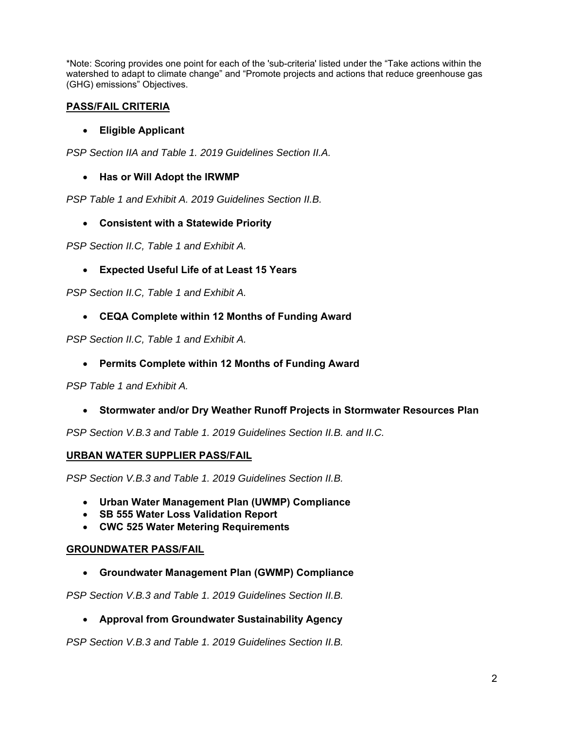*Note: Scoring provides one point for each of the 'sub-criteria' listed under the "Take actions within the watershed to adapt to climate change" and "Promote projects and actions that reduce greenhouse gas (GHG) emissions" Objectives.

## PASS/FAIL CRITERIA

- **Eligible Applicant**

*PSP Section IIA and Table 1. 2019 Guidelines Section II.A.*

- **Has or Will Adopt the IRWMP**

*PSP Table 1 and Exhibit A. 2019 Guidelines Section II.B.*

- **Consistent with a Statewide Priority**

*PSP Section II.C, Table 1 and Exhibit A.*

- **Expected Useful Life of at Least 15 Years**

*PSP Section II.C, Table 1 and Exhibit A.*

- **CEQA Complete within 12 Months of Funding Award**

*PSP Section II.C, Table 1 and Exhibit A.*

- **Permits Complete within 12 Months of Funding Award**

*PSP Table 1 and Exhibit A.*

- **Stormwater and/or Dry Weather Runoff Projects in Stormwater Resources Plan**

*PSP Section V.B.3 and Table 1. 2019 Guidelines Section II.B. and II.C.*

## URBAN WATER SUPPLIER PASS/FAIL

*PSP Section V.B.3 and Table 1. 2019 Guidelines Section II.B.*

- **Urban Water Management Plan (UWMP) Compliance**
- **SB 555 Water Loss Validation Report**
- **CWC 525 Water Metering Requirements**

## GROUNDWATER PASS/FAIL

- **Groundwater Management Plan (GWMP) Compliance**

*PSP Section V.B.3 and Table 1. 2019 Guidelines Section II.B.*

- **Approval from Groundwater Sustainability Agency**

*PSP Section V.B.3 and Table 1. 2019 Guidelines Section II.B.*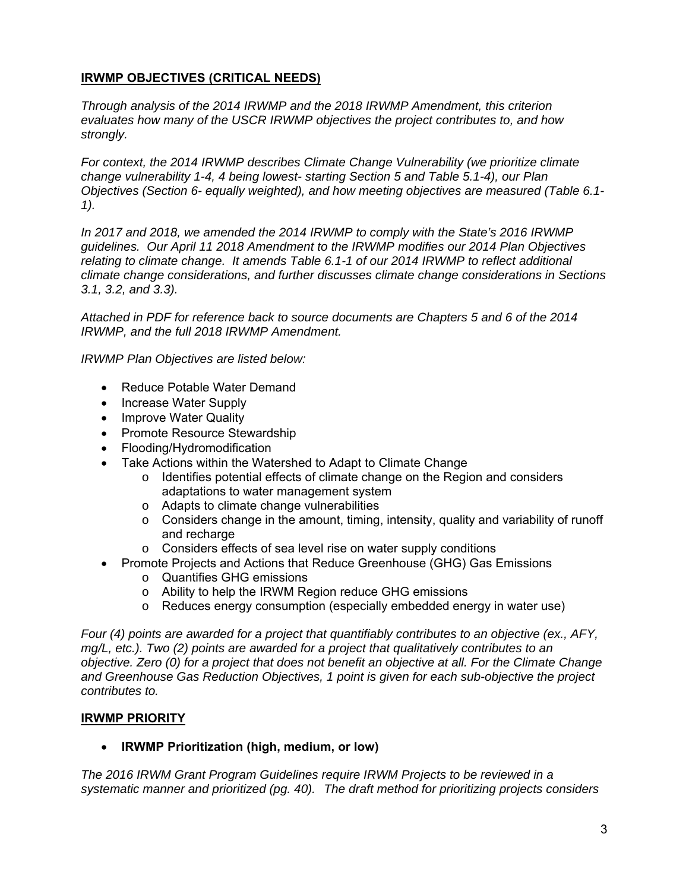## IRWMP OBJECTIVES (CRITICAL NEEDS)

*Through analysis of the 2014 IRWMP and the 2018 IRWMP Amendment, this criterion evaluates how many of the USCR IRWMP objectives the project contributes to, and how strongly.*

*For context, the 2014 IRWMP describes Climate Change Vulnerability (we prioritize climate change vulnerability 1-4, 4 being lowest- starting Section 5 and Table 5.1-4), our Plan Objectives (Section 6- equally weighted), and how meeting objectives are measured (Table 6.1-1).*

*In 2017 and 2018, we amended the 2014 IRWMP to comply with the State's 2016 IRWMP guidelines. Our April 11 2018 Amendment to the IRWMP modifies our 2014 Plan Objectives relating to climate change. It amends Table 6.1-1 of our 2014 IRWMP to reflect additional climate change considerations, and further discusses climate change considerations in Sections 3.1, 3.2, and 3.3).*

*Attached in PDF for reference back to source documents are Chapters 5 and 6 of the 2014 IRWMP, and the full 2018 IRWMP Amendment.*

*IRWMP Plan Objectives are listed below:*

- Reduce Potable Water Demand
- Increase Water Supply
- Improve Water Quality
- Promote Resource Stewardship
- Flooding/Hydromodification
- Take Actions within the Watershed to Adapt to Climate Change
  - Identifies potential effects of climate change on the Region and considers adaptations to water management system
  - Adapts to climate change vulnerabilities
  - Considers change in the amount, timing, intensity, quality and variability of runoff and recharge
  - Considers effects of sea level rise on water supply conditions
- Promote Projects and Actions that Reduce Greenhouse (GHG) Gas Emissions
  - Quantifies GHG emissions
  - Ability to help the IRWM Region reduce GHG emissions
  - Reduces energy consumption (especially embedded energy in water use)

*Four (4) points are awarded for a project that quantifiably contributes to an objective (ex., AFY, mg/L, etc.). Two (2) points are awarded for a project that qualitatively contributes to an objective. Zero (0) for a project that does not benefit an objective at all. For the Climate Change and Greenhouse Gas Reduction Objectives, 1 point is given for each sub-objective the project contributes to.*

## IRWMP PRIORITY

- **IRWMP Prioritization (high, medium, or low)**

*The 2016 IRWM Grant Program Guidelines require IRWM Projects to be reviewed in a systematic manner and prioritized (pg. 40). The draft method for prioritizing projects considers*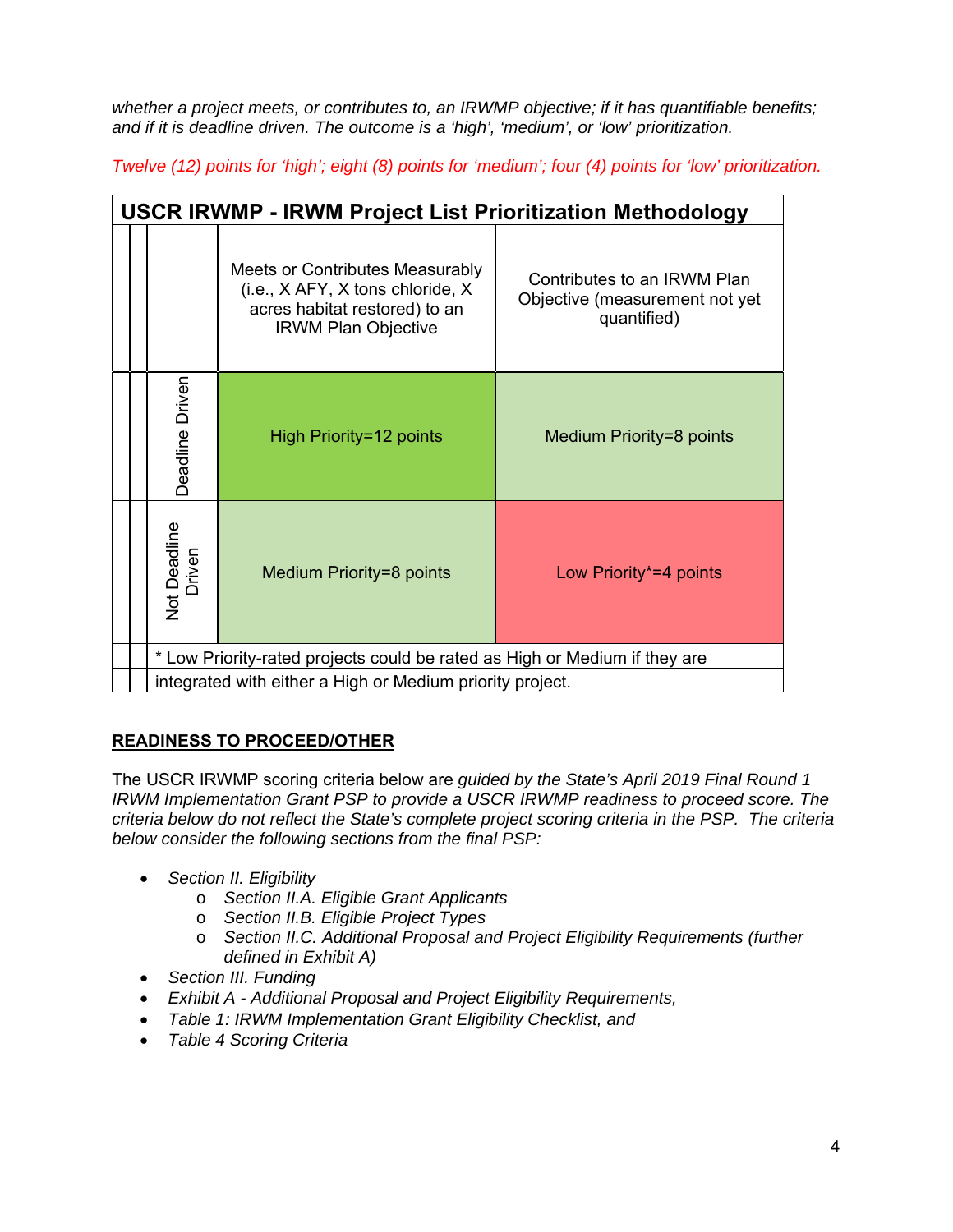*whether a project meets, or contributes to, an IRWMP objective; if it has quantifiable benefits; and if it is deadline driven. The outcome is a 'high', 'medium', or 'low' prioritization.*

*Twelve (12) points for 'high'; eight (8) points for 'medium'; four (4) points for 'low' prioritization.*

**USCR IRWMP - IRWM Project List Prioritization Methodology**

| | Meets or Contributes Measurably (i.e., X AFY, X tons chloride, X acres habitat restored) to an IRWM Plan Objective | Contributes to an IRWM Plan Objective (measurement not yet quantified) |
|---|---|---|
| Deadline Driven | High Priority=12 points | Medium Priority=8 points |
| Not Deadline Driven | Medium Priority=8 points | Low Priority*=4 points |

\* Low Priority-rated projects could be rated as High or Medium if they are integrated with either a High or Medium priority project.

## READINESS TO PROCEED/OTHER

The USCR IRWMP scoring criteria below are *guided by the State's April 2019 Final Round 1 IRWM Implementation Grant PSP to provide a USCR IRWMP readiness to proceed score. The criteria below do not reflect the State's complete project scoring criteria in the PSP. The criteria below consider the following sections from the final PSP:*

- *Section II. Eligibility*
  - *Section II.A. Eligible Grant Applicants*
  - *Section II.B. Eligible Project Types*
  - *Section II.C. Additional Proposal and Project Eligibility Requirements (further defined in Exhibit A)*
- *Section III. Funding*
- *Exhibit A - Additional Proposal and Project Eligibility Requirements,*
- *Table 1: IRWM Implementation Grant Eligibility Checklist, and*
- *Table 4 Scoring Criteria*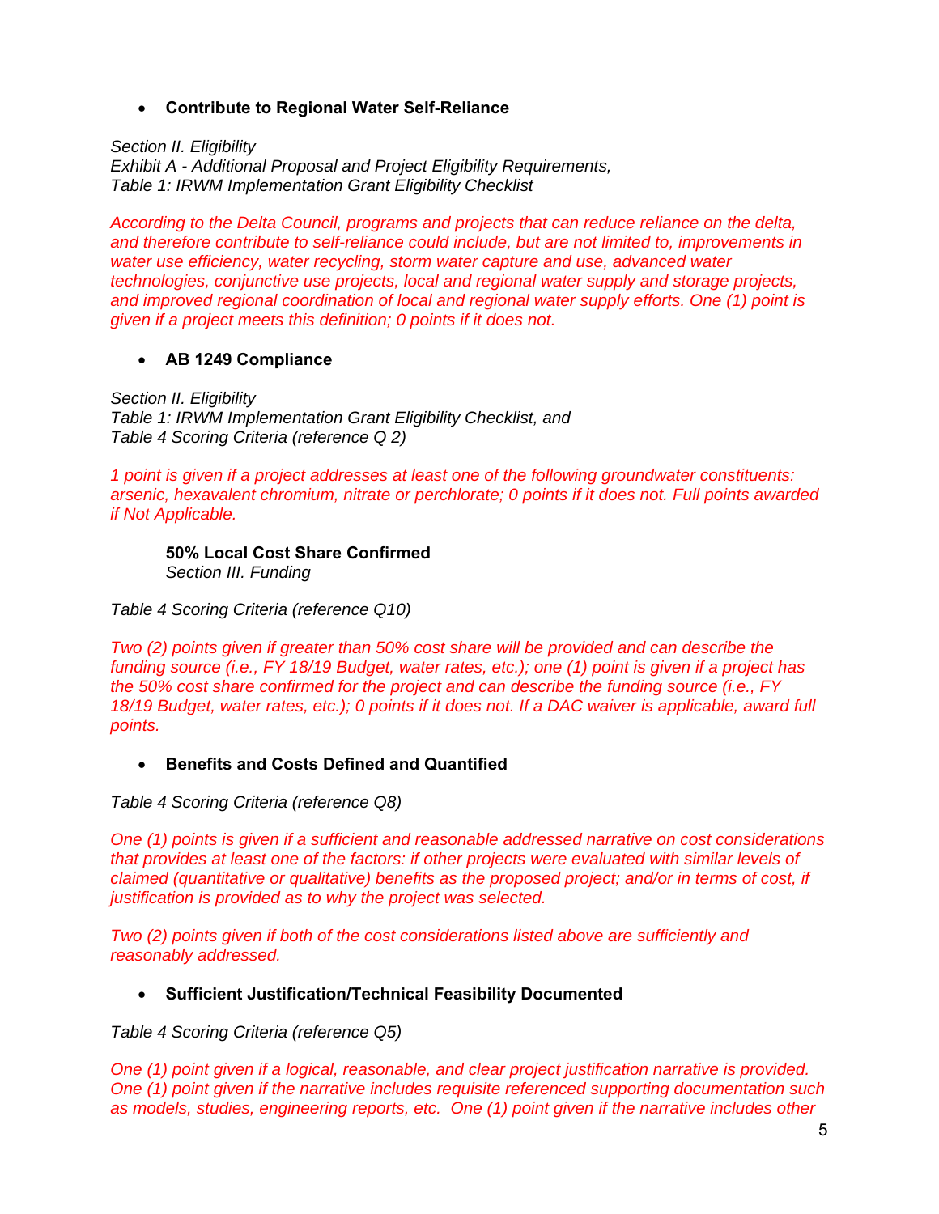- **Contribute to Regional Water Self-Reliance**

*Section II. Eligibility*
*Exhibit A - Additional Proposal and Project Eligibility Requirements,*
*Table 1: IRWM Implementation Grant Eligibility Checklist*

*According to the Delta Council, programs and projects that can reduce reliance on the delta, and therefore contribute to self-reliance could include, but are not limited to, improvements in water use efficiency, water recycling, storm water capture and use, advanced water technologies, conjunctive use projects, local and regional water supply and storage projects, and improved regional coordination of local and regional water supply efforts. One (1) point is given if a project meets this definition; 0 points if it does not.*

- **AB 1249 Compliance**

*Section II. Eligibility*
*Table 1: IRWM Implementation Grant Eligibility Checklist, and*
*Table 4 Scoring Criteria (reference Q 2)*

*1 point is given if a project addresses at least one of the following groundwater constituents: arsenic, hexavalent chromium, nitrate or perchlorate; 0 points if it does not. Full points awarded if Not Applicable.*

**50% Local Cost Share Confirmed**
*Section III. Funding*

*Table 4 Scoring Criteria (reference Q10)*

*Two (2) points given if greater than 50% cost share will be provided and can describe the funding source (i.e., FY 18/19 Budget, water rates, etc.); one (1) point is given if a project has the 50% cost share confirmed for the project and can describe the funding source (i.e., FY 18/19 Budget, water rates, etc.); 0 points if it does not. If a DAC waiver is applicable, award full points.*

- **Benefits and Costs Defined and Quantified**

*Table 4 Scoring Criteria (reference Q8)*

*One (1) points is given if a sufficient and reasonable addressed narrative on cost considerations that provides at least one of the factors: if other projects were evaluated with similar levels of claimed (quantitative or qualitative) benefits as the proposed project; and/or in terms of cost, if justification is provided as to why the project was selected.*

*Two (2) points given if both of the cost considerations listed above are sufficiently and reasonably addressed.*

- **Sufficient Justification/Technical Feasibility Documented**

*Table 4 Scoring Criteria (reference Q5)*

*One (1) point given if a logical, reasonable, and clear project justification narrative is provided. One (1) point given if the narrative includes requisite referenced supporting documentation such as models, studies, engineering reports, etc. One (1) point given if the narrative includes other*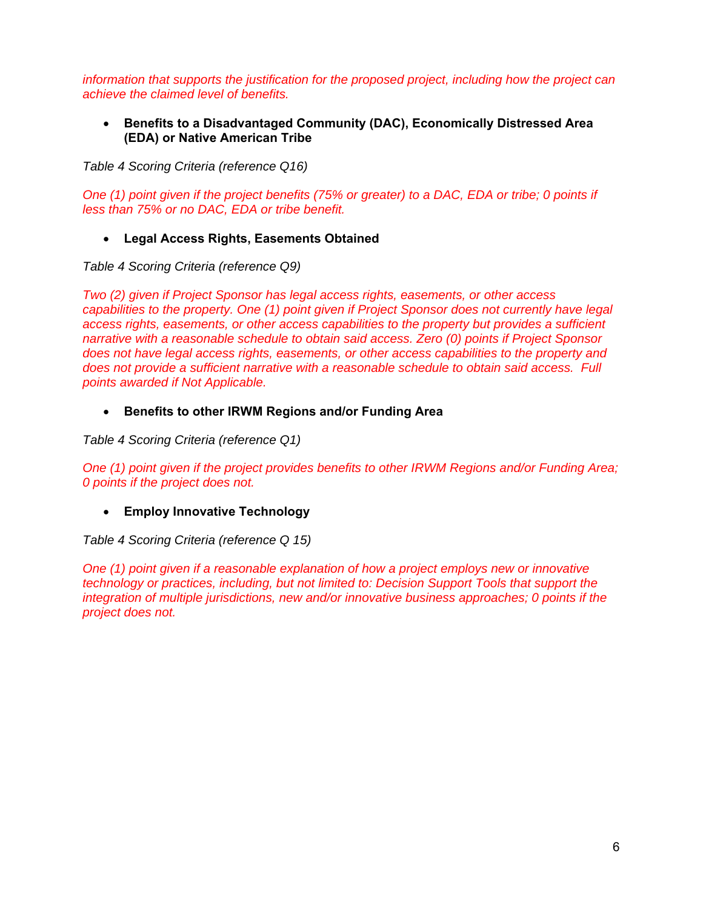*information that supports the justification for the proposed project, including how the project can achieve the claimed level of benefits.*

- **Benefits to a Disadvantaged Community (DAC), Economically Distressed Area (EDA) or Native American Tribe**

*Table 4 Scoring Criteria (reference Q16)*

*One (1) point given if the project benefits (75% or greater) to a DAC, EDA or tribe; 0 points if less than 75% or no DAC, EDA or tribe benefit.*

- **Legal Access Rights, Easements Obtained**

*Table 4 Scoring Criteria (reference Q9)*

*Two (2) given if Project Sponsor has legal access rights, easements, or other access capabilities to the property. One (1) point given if Project Sponsor does not currently have legal access rights, easements, or other access capabilities to the property but provides a sufficient narrative with a reasonable schedule to obtain said access. Zero (0) points if Project Sponsor does not have legal access rights, easements, or other access capabilities to the property and does not provide a sufficient narrative with a reasonable schedule to obtain said access. Full points awarded if Not Applicable.*

- **Benefits to other IRWM Regions and/or Funding Area**

*Table 4 Scoring Criteria (reference Q1)*

*One (1) point given if the project provides benefits to other IRWM Regions and/or Funding Area; 0 points if the project does not.*

- **Employ Innovative Technology**

*Table 4 Scoring Criteria (reference Q 15)*

*One (1) point given if a reasonable explanation of how a project employs new or innovative technology or practices, including, but not limited to: Decision Support Tools that support the integration of multiple jurisdictions, new and/or innovative business approaches; 0 points if the project does not.*